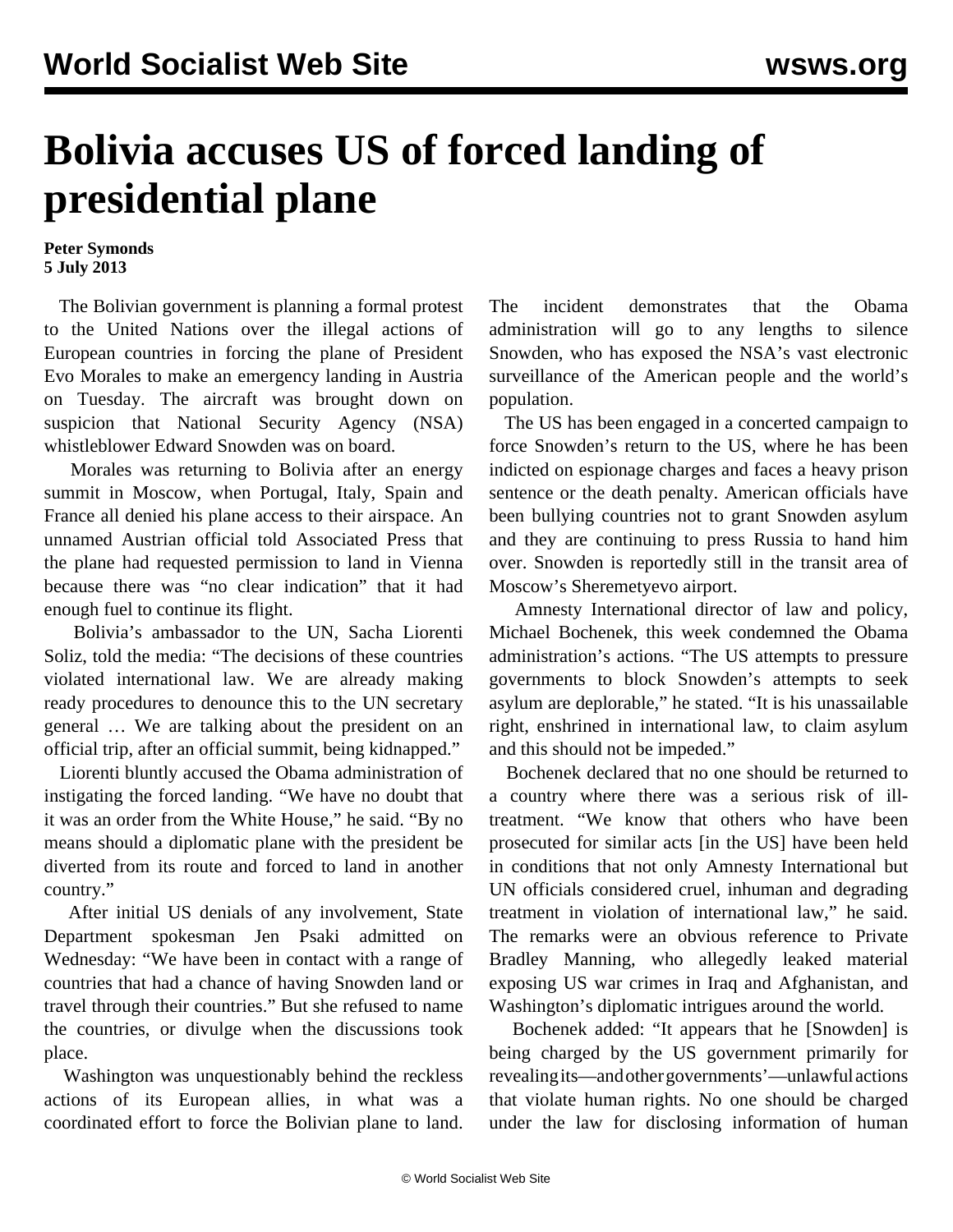# Bolivia accuses US of forced landing of presidential plane

**Peter Symonds**
**5 July 2013**

The Bolivian government is planning a formal protest to the United Nations over the illegal actions of European countries in forcing the plane of President Evo Morales to make an emergency landing in Austria on Tuesday. The aircraft was brought down on suspicion that National Security Agency (NSA) whistleblower Edward Snowden was on board.

Morales was returning to Bolivia after an energy summit in Moscow, when Portugal, Italy, Spain and France all denied his plane access to their airspace. An unnamed Austrian official told Associated Press that the plane had requested permission to land in Vienna because there was "no clear indication" that it had enough fuel to continue its flight.

Bolivia's ambassador to the UN, Sacha Liorenti Soliz, told the media: "The decisions of these countries violated international law. We are already making ready procedures to denounce this to the UN secretary general … We are talking about the president on an official trip, after an official summit, being kidnapped."

Liorenti bluntly accused the Obama administration of instigating the forced landing. "We have no doubt that it was an order from the White House," he said. "By no means should a diplomatic plane with the president be diverted from its route and forced to land in another country."

After initial US denials of any involvement, State Department spokesman Jen Psaki admitted on Wednesday: "We have been in contact with a range of countries that had a chance of having Snowden land or travel through their countries." But she refused to name the countries, or divulge when the discussions took place.

Washington was unquestionably behind the reckless actions of its European allies, in what was a coordinated effort to force the Bolivian plane to land. The incident demonstrates that the Obama administration will go to any lengths to silence Snowden, who has exposed the NSA's vast electronic surveillance of the American people and the world's population.

The US has been engaged in a concerted campaign to force Snowden's return to the US, where he has been indicted on espionage charges and faces a heavy prison sentence or the death penalty. American officials have been bullying countries not to grant Snowden asylum and they are continuing to press Russia to hand him over. Snowden is reportedly still in the transit area of Moscow's Sheremetyevo airport.

Amnesty International director of law and policy, Michael Bochenek, this week condemned the Obama administration's actions. "The US attempts to pressure governments to block Snowden's attempts to seek asylum are deplorable," he stated. "It is his unassailable right, enshrined in international law, to claim asylum and this should not be impeded."

Bochenek declared that no one should be returned to a country where there was a serious risk of ill-treatment. "We know that others who have been prosecuted for similar acts [in the US] have been held in conditions that not only Amnesty International but UN officials considered cruel, inhuman and degrading treatment in violation of international law," he said. The remarks were an obvious reference to Private Bradley Manning, who allegedly leaked material exposing US war crimes in Iraq and Afghanistan, and Washington's diplomatic intrigues around the world.

Bochenek added: "It appears that he [Snowden] is being charged by the US government primarily for revealing its—and other governments'—unlawful actions that violate human rights. No one should be charged under the law for disclosing information of human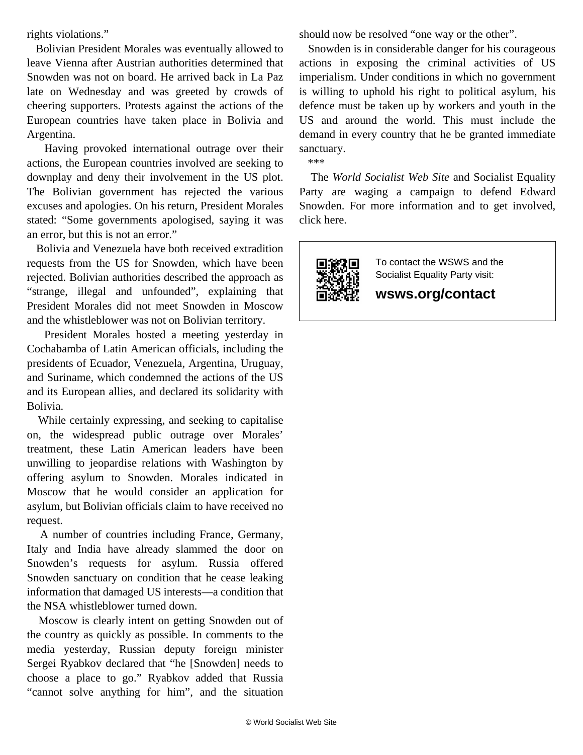rights violations."

Bolivian President Morales was eventually allowed to leave Vienna after Austrian authorities determined that Snowden was not on board. He arrived back in La Paz late on Wednesday and was greeted by crowds of cheering supporters. Protests against the actions of the European countries have taken place in Bolivia and Argentina.

Having provoked international outrage over their actions, the European countries involved are seeking to downplay and deny their involvement in the US plot. The Bolivian government has rejected the various excuses and apologies. On his return, President Morales stated: "Some governments apologised, saying it was an error, but this is not an error."

Bolivia and Venezuela have both received extradition requests from the US for Snowden, which have been rejected. Bolivian authorities described the approach as "strange, illegal and unfounded", explaining that President Morales did not meet Snowden in Moscow and the whistleblower was not on Bolivian territory.

President Morales hosted a meeting yesterday in Cochabamba of Latin American officials, including the presidents of Ecuador, Venezuela, Argentina, Uruguay, and Suriname, which condemned the actions of the US and its European allies, and declared its solidarity with Bolivia.

While certainly expressing, and seeking to capitalise on, the widespread public outrage over Morales' treatment, these Latin American leaders have been unwilling to jeopardise relations with Washington by offering asylum to Snowden. Morales indicated in Moscow that he would consider an application for asylum, but Bolivian officials claim to have received no request.

A number of countries including France, Germany, Italy and India have already slammed the door on Snowden's requests for asylum. Russia offered Snowden sanctuary on condition that he cease leaking information that damaged US interests—a condition that the NSA whistleblower turned down.

Moscow is clearly intent on getting Snowden out of the country as quickly as possible. In comments to the media yesterday, Russian deputy foreign minister Sergei Ryabkov declared that "he [Snowden] needs to choose a place to go." Ryabkov added that Russia "cannot solve anything for him", and the situation should now be resolved "one way or the other".

Snowden is in considerable danger for his courageous actions in exposing the criminal activities of US imperialism. Under conditions in which no government is willing to uphold his right to political asylum, his defence must be taken up by workers and youth in the US and around the world. This must include the demand in every country that he be granted immediate sanctuary.

***

The *World Socialist Web Site* and Socialist Equality Party are waging a campaign to defend Edward Snowden. For more information and to get involved, click here.

To contact the WSWS and the Socialist Equality Party visit:

**wsws.org/contact**